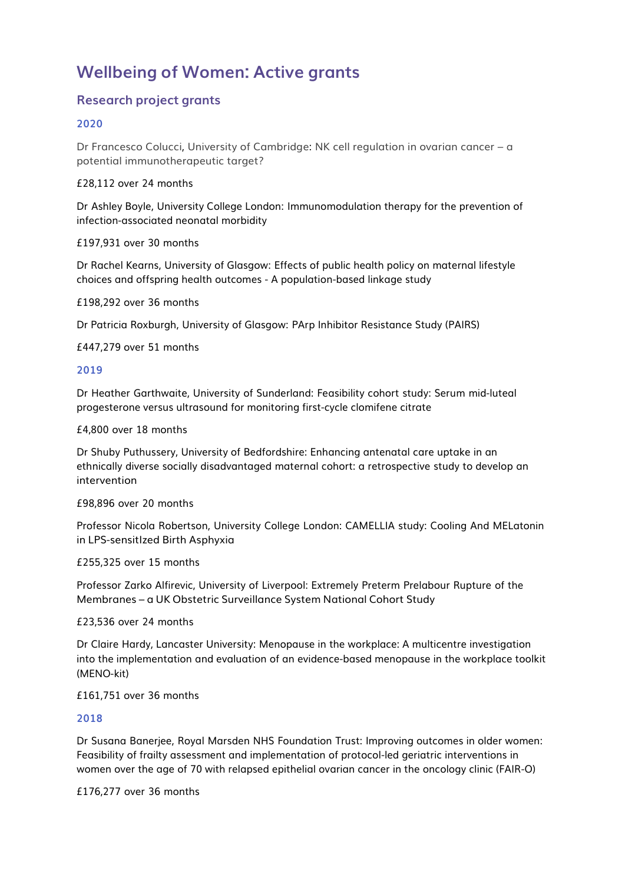# Wellbeing of Women: Active grants

## Research project grants

### 2020

Dr Francesco Colucci, University of Cambridge: NK cell regulation in ovarian cancer – a potential immunotherapeutic target?

£28,112 over 24 months

Dr Ashley Boyle, University College London: Immunomodulation therapy for the prevention of infection-associated neonatal morbidity

£197,931 over 30 months

Dr Rachel Kearns, University of Glasgow: Effects of public health policy on maternal lifestyle choices and offspring health outcomes - A population-based linkage study

£198,292 over 36 months

Dr Patricia Roxburgh, University of Glasgow: PArp Inhibitor Resistance Study (PAIRS)

£447,279 over 51 months

### 2019

Dr Heather Garthwaite, University of Sunderland: Feasibility cohort study: Serum mid-luteal progesterone versus ultrasound for monitoring first-cycle clomifene citrate

£4,800 over 18 months

Dr Shuby Puthussery, University of Bedfordshire: Enhancing antenatal care uptake in an ethnically diverse socially disadvantaged maternal cohort: a retrospective study to develop an intervention

£98,896 over 20 months

Professor Nicola Robertson, University College London: CAMELLIA study: Cooling And MELatonin in LPS-sensitIzed Birth Asphyxia

£255,325 over 15 months

Professor Zarko Alfirevic, University of Liverpool: Extremely Preterm Prelabour Rupture of the Membranes – a UK Obstetric Surveillance System National Cohort Study

£23,536 over 24 months

Dr Claire Hardy, Lancaster University: Menopause in the workplace: A multicentre investigation into the implementation and evaluation of an evidence-based menopause in the workplace toolkit (MENO-kit)

£161,751 over 36 months

### 2018

Dr Susana Banerjee, Royal Marsden NHS Foundation Trust: Improving outcomes in older women: Feasibility of frailty assessment and implementation of protocol-led geriatric interventions in women over the age of 70 with relapsed epithelial ovarian cancer in the oncology clinic (FAIR-O)

£176,277 over 36 months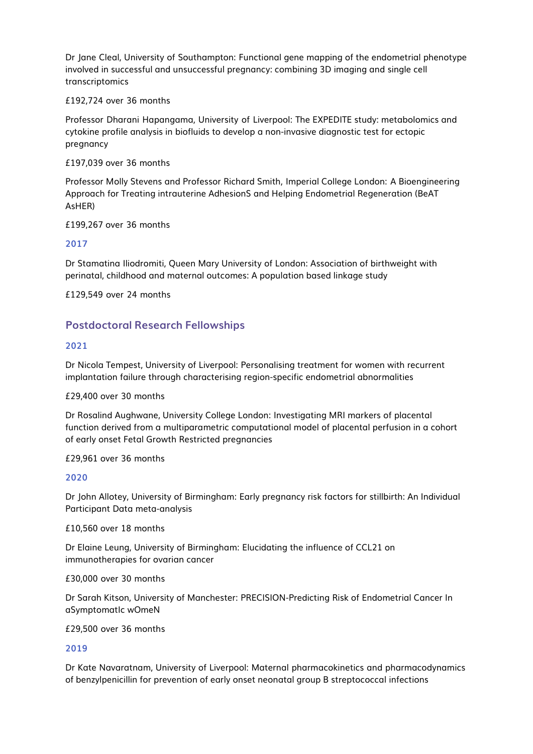Dr Jane Cleal, University of Southampton: Functional gene mapping of the endometrial phenotype involved in successful and unsuccessful pregnancy: combining 3D imaging and single cell transcriptomics

£192,724 over 36 months

Professor Dharani Hapangama, University of Liverpool: The EXPEDITE study: metabolomics and cytokine profile analysis in biofluids to develop a non-invasive diagnostic test for ectopic pregnancy

£197,039 over 36 months

Professor Molly Stevens and Professor Richard Smith, Imperial College London: A Bioengineering Approach for Treating intrauterine AdhesionS and Helping Endometrial Regeneration (BeAT AsHER)

£199,267 over 36 months

### 2017

Dr Stamatina Iliodromiti, Queen Mary University of London: Association of birthweight with perinatal, childhood and maternal outcomes: A population based linkage study

£129,549 over 24 months

## Postdoctoral Research Fellowships

### 2021

Dr Nicola Tempest, University of Liverpool: Personalising treatment for women with recurrent implantation failure through characterising region-specific endometrial abnormalities

£29,400 over 30 months

Dr Rosalind Aughwane, University College London: Investigating MRI markers of placental function derived from a multiparametric computational model of placental perfusion in a cohort of early onset Fetal Growth Restricted pregnancies

£29,961 over 36 months

### 2020

Dr John Allotey, University of Birmingham: Early pregnancy risk factors for stillbirth: An Individual Participant Data meta-analysis

£10,560 over 18 months

Dr Elaine Leung, University of Birmingham: Elucidating the influence of CCL21 on immunotherapies for ovarian cancer

£30,000 over 30 months

Dr Sarah Kitson, University of Manchester: PRECISION-Predicting Risk of Endometrial Cancer In aSymptomatIc wOmeN

£29,500 over 36 months

### 2019

Dr Kate Navaratnam, University of Liverpool: Maternal pharmacokinetics and pharmacodynamics of benzylpenicillin for prevention of early onset neonatal group B streptococcal infections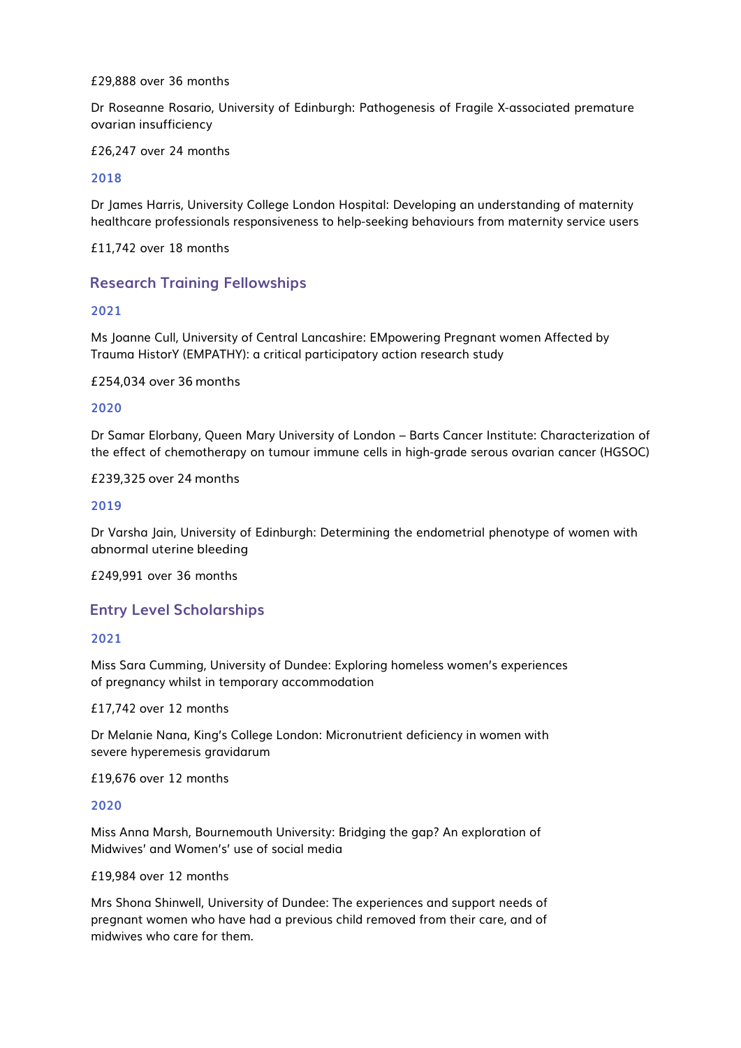£29,888 over 36 months

Dr Roseanne Rosario, University of Edinburgh: Pathogenesis of Fragile X-associated premature ovarian insufficiency

£26,247 over 24 months

### 2018

Dr James Harris, University College London Hospital: Developing an understanding of maternity healthcare professionals responsiveness to help-seeking behaviours from maternity service users

£11,742 over 18 months

## Research Training Fellowships

### 2021

Ms Joanne Cull, University of Central Lancashire: EMpowering Pregnant women Affected by Trauma HistorY (EMPATHY): a critical participatory action research study

£254,034 over 36 months

### 2020

Dr Samar Elorbany, Queen Mary University of London – Barts Cancer Institute: Characterization of the effect of chemotherapy on tumour immune cells in high-grade serous ovarian cancer (HGSOC)

£239,325 over 24 months

### 2019

Dr Varsha Jain, University of Edinburgh: Determining the endometrial phenotype of women with abnormal uterine bleeding

£249,991 over 36 months

## Entry Level Scholarships

### 2021

Miss Sara Cumming, University of Dundee: Exploring homeless women's experiences of pregnancy whilst in temporary accommodation

£17,742 over 12 months

Dr Melanie Nana, King's College London: Micronutrient deficiency in women with severe hyperemesis gravidarum

£19,676 over 12 months

### 2020

Miss Anna Marsh, Bournemouth University: Bridging the gap? An exploration of Midwives' and Women's' use of social media

£19,984 over 12 months

Mrs Shona Shinwell, University of Dundee: The experiences and support needs of pregnant women who have had a previous child removed from their care, and of midwives who care for them.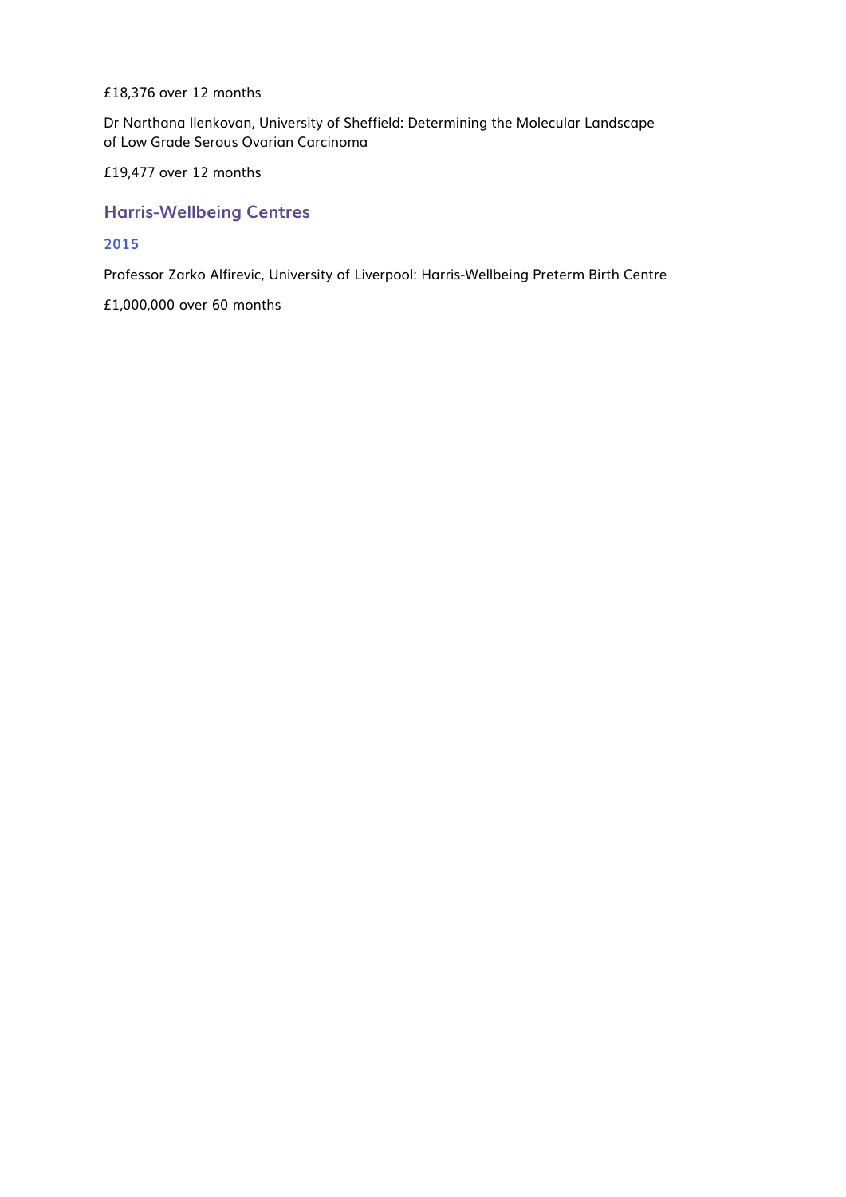£18,376 over 12 months

Dr Narthana Ilenkovan, University of Sheffield: Determining the Molecular Landscape of Low Grade Serous Ovarian Carcinoma

£19,477 over 12 months

## Harris-Wellbeing Centres

### 2015

Professor Zarko Alfirevic, University of Liverpool: Harris-Wellbeing Preterm Birth Centre

£1,000,000 over 60 months